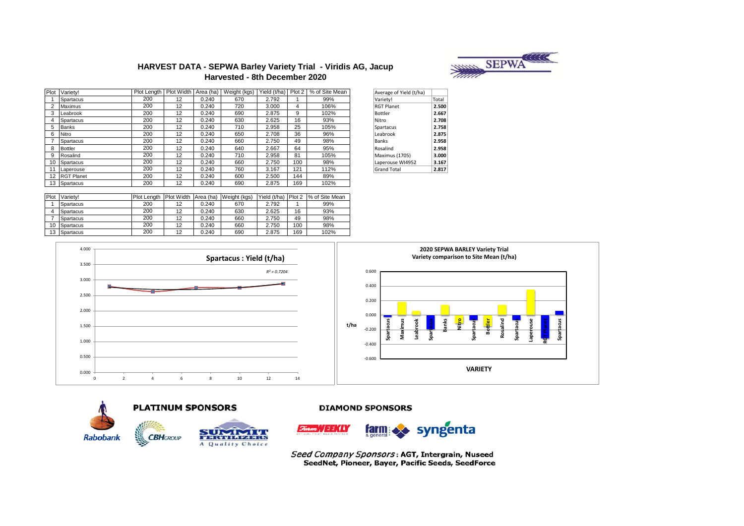# HARVEST DATA - SEPWA Barley Variety Trial - Viridis AG, Jacup
## Harvested - 8th December 2020

| Plot | Variety! | Plot Length | Plot Width | Area (ha) | Weight (kgs) | Yield (t/ha) | Plot 2 | % of Site Mean |
|---|---|---|---|---|---|---|---|---|
| 1 | Spartacus | 200 | 12 | 0.240 | 670 | 2.792 | 1 | 99% |
| 2 | Maximus | 200 | 12 | 0.240 | 720 | 3.000 | 4 | 106% |
| 3 | Leabrook | 200 | 12 | 0.240 | 690 | 2.875 | 9 | 102% |
| 4 | Spartacus | 200 | 12 | 0.240 | 630 | 2.625 | 16 | 93% |
| 5 | Banks | 200 | 12 | 0.240 | 710 | 2.958 | 25 | 105% |
| 6 | Nitro | 200 | 12 | 0.240 | 650 | 2.708 | 36 | 96% |
| 7 | Spartacus | 200 | 12 | 0.240 | 660 | 2.750 | 49 | 98% |
| 8 | Bottler | 200 | 12 | 0.240 | 640 | 2.667 | 64 | 95% |
| 9 | Rosalind | 200 | 12 | 0.240 | 710 | 2.958 | 81 | 105% |
| 10 | Spartacus | 200 | 12 | 0.240 | 660 | 2.750 | 100 | 98% |
| 11 | Laperouse | 200 | 12 | 0.240 | 760 | 3.167 | 121 | 112% |
| 12 | RGT Planet | 200 | 12 | 0.240 | 600 | 2.500 | 144 | 89% |
| 13 | Spartacus | 200 | 12 | 0.240 | 690 | 2.875 | 169 | 102% |

| Average of Yield (t/ha) | |
|---|---|
| Variety! | Total |
| RGT Planet | **2.500** |
| Bottler | **2.667** |
| Nitro | **2.708** |
| Spartacus | **2.758** |
| Leabrook | **2.875** |
| Banks | **2.958** |
| Rosalind | **2.958** |
| Maximus (1705) | **3.000** |
| Laperouse WI4952 | **3.167** |
| Grand Total | **2.817** |

| Plot | Variety! | Plot Length | Plot Width | Area (ha) | Weight (kgs) | Yield (t/ha) | Plot 2 | % of Site Mean |
|---|---|---|---|---|---|---|---|---|
| 1 | Spartacus | 200 | 12 | 0.240 | 670 | 2.792 | 1 | 99% |
| 4 | Spartacus | 200 | 12 | 0.240 | 630 | 2.625 | 16 | 93% |
| 7 | Spartacus | 200 | 12 | 0.240 | 660 | 2.750 | 49 | 98% |
| 10 | Spartacus | 200 | 12 | 0.240 | 660 | 2.750 | 100 | 98% |
| 13 | Spartacus | 200 | 12 | 0.240 | 690 | 2.875 | 169 | 102% |

**Spartacus : Yield (t/ha)**

$R^2 = 0.7204$

**2020 SEPWA BARLEY Variety Trial**
**Variety comparison to Site Mean (t/ha)**

**PLATINUM SPONSORS**

Rabobank, CBH Group, Summit Fertilizers – A Quality Choice

**DIAMOND SPONSORS**

Farm Weekly, farm & general, syngenta

*Seed Company Sponsors*: **AGT, Intergrain, Nuseed SeedNet, Pioneer, Bayer, Pacific Seeds, SeedForce**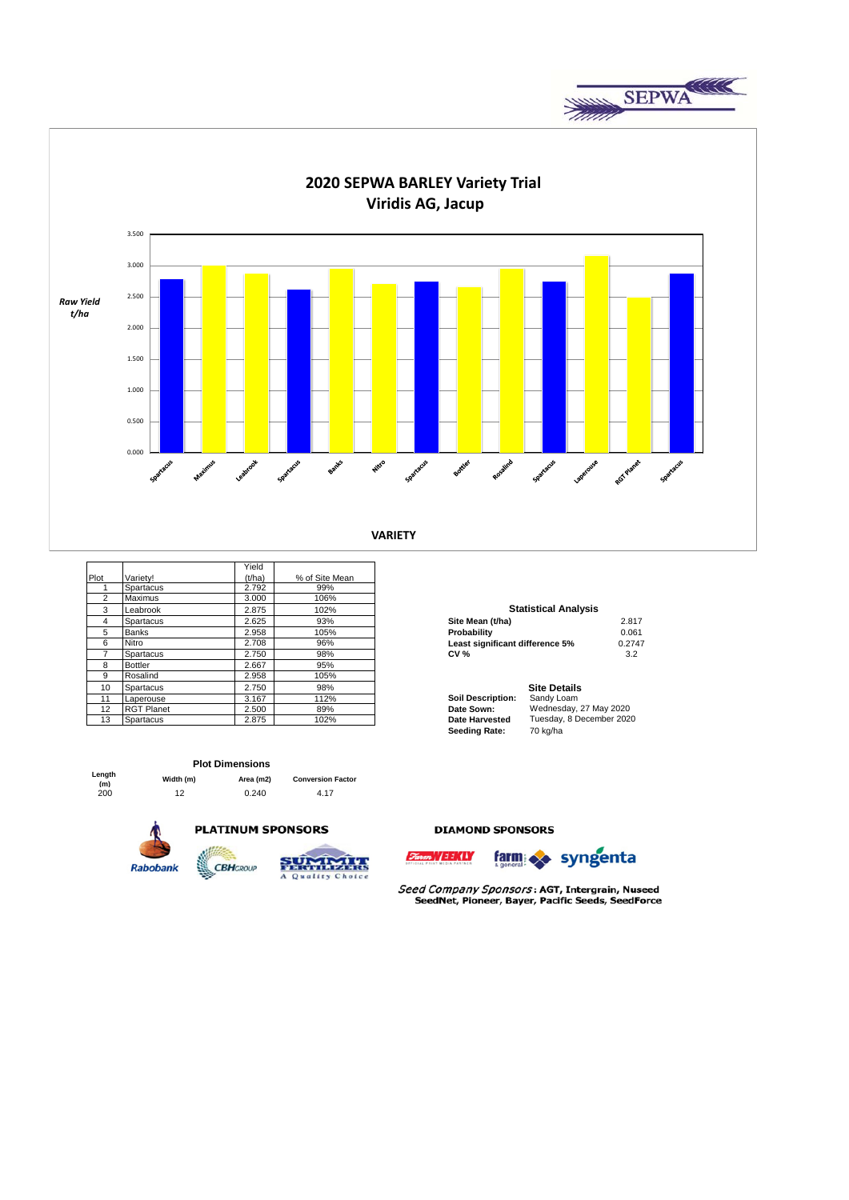# 2020 SEPWA BARLEY Variety Trial
## Viridis AG, Jacup

*Raw Yield t/ha*

VARIETY

| Plot | Variety! | Yield (t/ha) | % of Site Mean |
|---|---|---|---|
| 1 | Spartacus | 2.792 | 99% |
| 2 | Maximus | 3.000 | 106% |
| 3 | Leabrook | 2.875 | 102% |
| 4 | Spartacus | 2.625 | 93% |
| 5 | Banks | 2.958 | 105% |
| 6 | Nitro | 2.708 | 96% |
| 7 | Spartacus | 2.750 | 98% |
| 8 | Bottler | 2.667 | 95% |
| 9 | Rosalind | 2.958 | 105% |
| 10 | Spartacus | 2.750 | 98% |
| 11 | Laperouse | 3.167 | 112% |
| 12 | RGT Planet | 2.500 | 89% |
| 13 | Spartacus | 2.875 | 102% |

**Statistical Analysis**

| | |
|---|---|
| **Site Mean (t/ha)** | 2.817 |
| **Probability** | 0.061 |
| **Least significant difference 5%** | 0.2747 |
| **CV %** | 3.2 |

**Site Details**

| | |
|---|---|
| **Soil Description:** | Sandy Loam |
| **Date Sown:** | Wednesday, 27 May 2020 |
| **Date Harvested** | Tuesday, 8 December 2020 |
| **Seeding Rate:** | 70 kg/ha |

**Plot Dimensions**

| Length (m) | Width (m) | Area (m2) | Conversion Factor |
|---|---|---|---|
| 200 | 12 | 0.240 | 4.17 |

**PLATINUM SPONSORS**

Rabobank, CBH Group, Summit Fertilizers – A Quality Choice

**DIAMOND SPONSORS**

Farm Weekly, Farm & General, Syngenta

*Seed Company Sponsors*: **AGT, Intergrain, Nuseed SeedNet, Pioneer, Bayer, Pacific Seeds, SeedForce**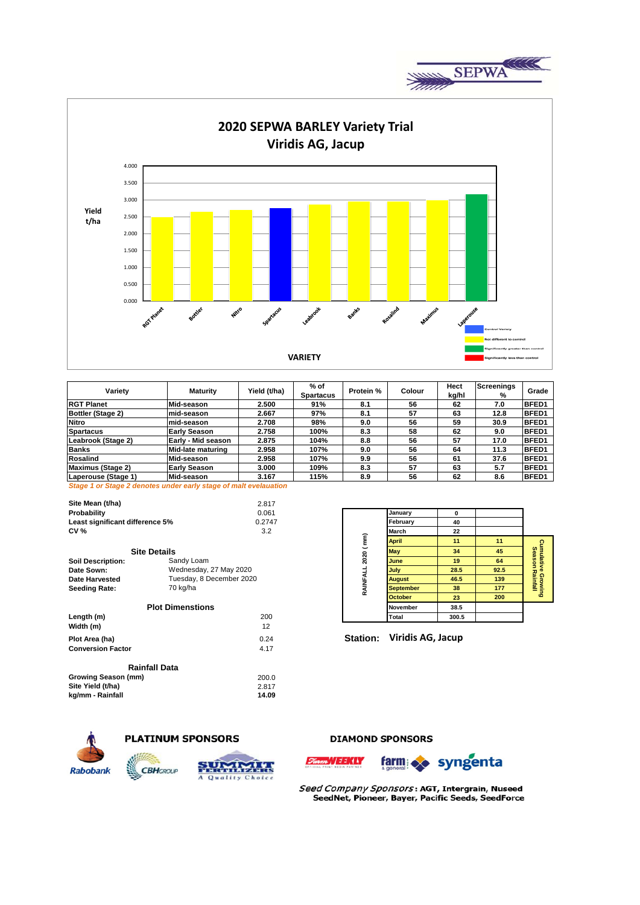SEPWA

# 2020 SEPWA BARLEY Variety Trial
## Viridis AG, Jacup

Yield t/ha

4.000
3.500
3.000
2.500
2.000
1.500
1.000
0.500
0.000

RGT Planet, Bottler, Nitro, Spartacus, Leabrook, Banks, Rosalind, Maximus, Laperouse

VARIETY

Control Variety
Not different to control
Significantly greater than control
Significantly less than control

| Variety | Maturity | Yield (t/ha) | % of Spartacus | Protein % | Colour | Hect kg/hl | Screenings % | Grade |
|---|---|---|---|---|---|---|---|---|
| RGT Planet | Mid-season | 2.500 | 91% | 8.1 | 56 | 62 | 7.0 | BFED1 |
| Bottler (Stage 2) | mid-season | 2.667 | 97% | 8.1 | 57 | 63 | 12.8 | BFED1 |
| Nitro | mid-season | 2.708 | 98% | 9.0 | 56 | 59 | 30.9 | BFED1 |
| Spartacus | Early Season | 2.758 | 100% | 8.3 | 58 | 62 | 9.0 | BFED1 |
| Leabrook (Stage 2) | Early - Mid season | 2.875 | 104% | 8.8 | 56 | 57 | 17.0 | BFED1 |
| Banks | Mid-late maturing | 2.958 | 107% | 9.0 | 56 | 64 | 11.3 | BFED1 |
| Rosalind | Mid-season | 2.958 | 107% | 9.9 | 56 | 61 | 37.6 | BFED1 |
| Maximus (Stage 2) | Early Season | 3.000 | 109% | 8.3 | 57 | 63 | 5.7 | BFED1 |
| Laperouse (Stage 1) | Mid-season | 3.167 | 115% | 8.9 | 56 | 62 | 8.6 | BFED1 |

*Stage 1 or Stage 2 denotes under early stage of malt evelauation*

| | |
|---|---|
| **Site Mean (t/ha)** | 2.817 |
| **Probability** | 0.061 |
| **Least significant difference 5%** | 0.2747 |
| **CV %** | 3.2 |

### Site Details

| | |
|---|---|
| **Soil Description:** | Sandy Loam |
| **Date Sown:** | Wednesday, 27 May 2020 |
| **Date Harvested** | Tuesday, 8 December 2020 |
| **Seeding Rate:** | 70 kg/ha |

### Plot Dimenstions

| | |
|---|---|
| **Length (m)** | 200 |
| **Width (m)** | 12 |
| **Plot Area (ha)** | 0.24 |
| **Conversion Factor** | 4.17 |

### Rainfall Data

| | |
|---|---|
| **Growing Season (mm)** | 200.0 |
| **Site Yield (t/ha)** | 2.817 |
| **kg/mm - Rainfall** | **14.09** |

RAINFALL 2020 ( mm)

| Month | Rainfall | Cumulative Growing Season Rainfall |
|---|---|---|
| January | 0 | |
| February | 40 | |
| March | 22 | |
| April | 11 | 11 |
| May | 34 | 45 |
| June | 19 | 64 |
| July | 28.5 | 92.5 |
| August | 46.5 | 139 |
| September | 38 | 177 |
| October | 23 | 200 |
| November | 38.5 | |
| Total | 300.5 | |

**Station:** Viridis AG, Jacup

**PLATINUM SPONSORS**

Rabobank, CBH Group, Summit Fertilizers – A Quality Choice

**DIAMOND SPONSORS**

Farm Weekly, farm & general, syngenta

*Seed Company Sponsors*: AGT, Intergrain, Nuseed SeedNet, Pioneer, Bayer, Pacific Seeds, SeedForce